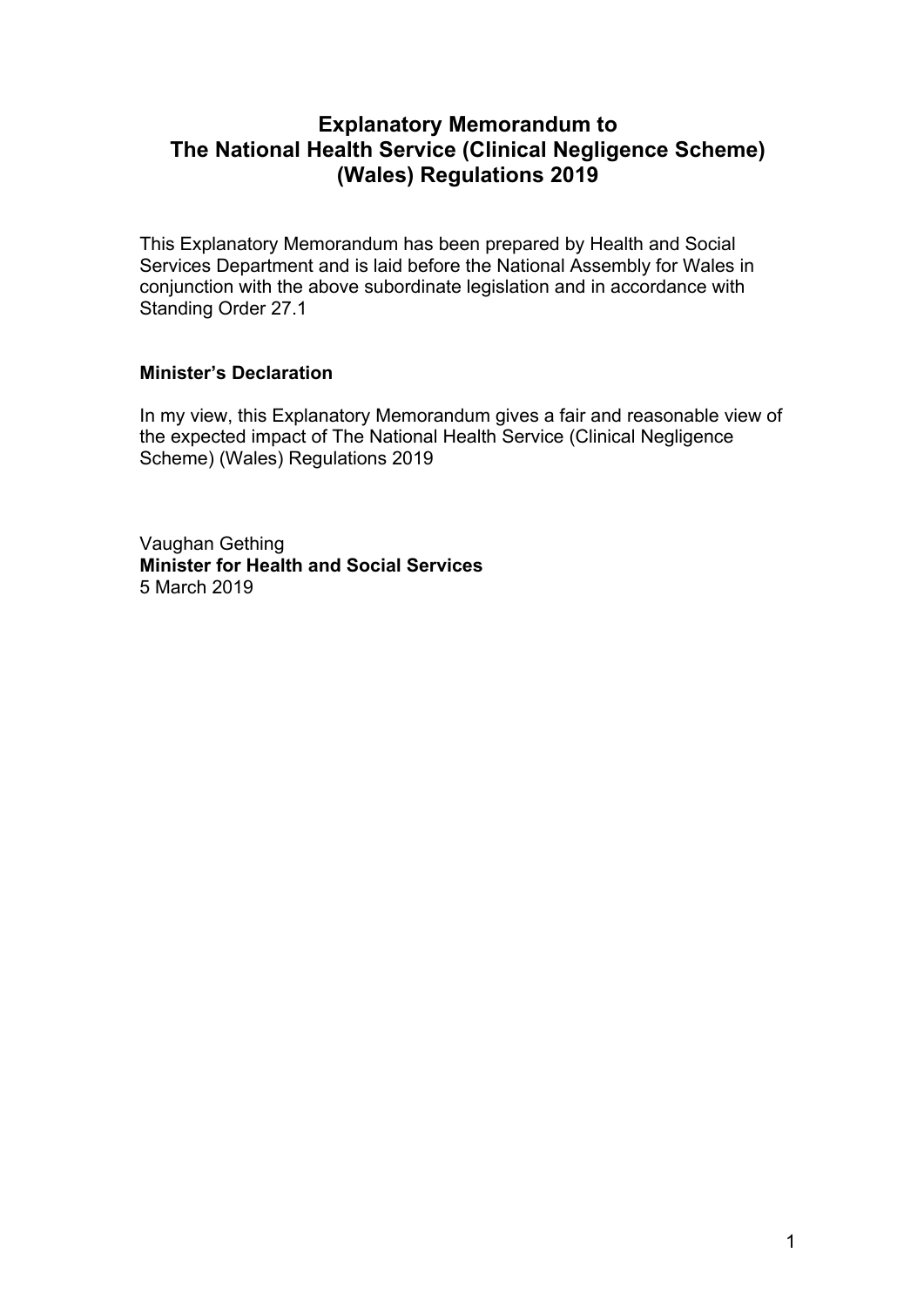# Explanatory Memorandum to The National Health Service (Clinical Negligence Scheme) (Wales) Regulations 2019

This Explanatory Memorandum has been prepared by Health and Social Services Department and is laid before the National Assembly for Wales in conjunction with the above subordinate legislation and in accordance with Standing Order 27.1

**Minister's Declaration**

In my view, this Explanatory Memorandum gives a fair and reasonable view of the expected impact of The National Health Service (Clinical Negligence Scheme) (Wales) Regulations 2019

Vaughan Gething
**Minister for Health and Social Services**
5 March 2019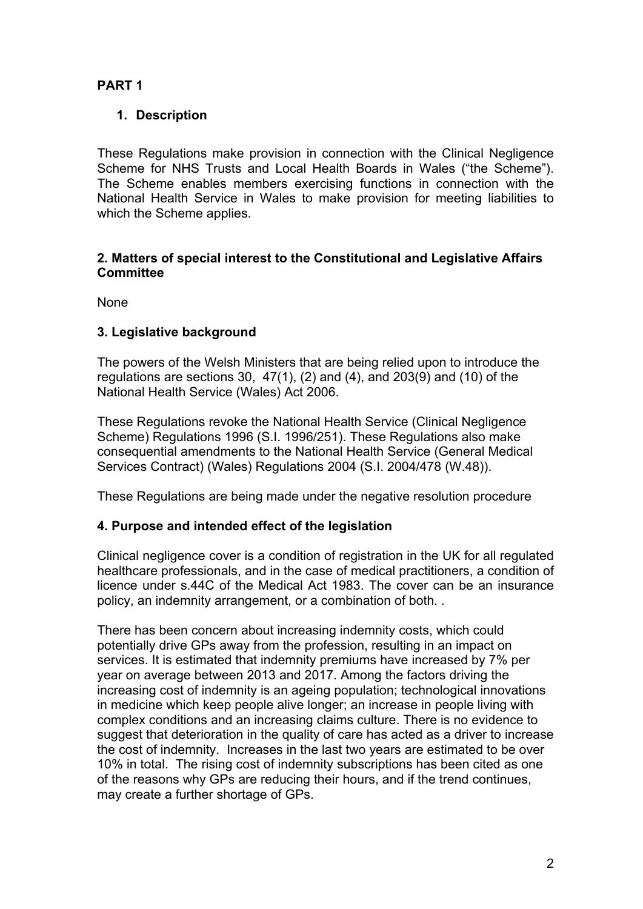## PART 1

### 1. Description

These Regulations make provision in connection with the Clinical Negligence Scheme for NHS Trusts and Local Health Boards in Wales ("the Scheme"). The Scheme enables members exercising functions in connection with the National Health Service in Wales to make provision for meeting liabilities to which the Scheme applies.

### 2. Matters of special interest to the Constitutional and Legislative Affairs Committee

None

### 3. Legislative background

The powers of the Welsh Ministers that are being relied upon to introduce the regulations are sections 30, 47(1), (2) and (4), and 203(9) and (10) of the National Health Service (Wales) Act 2006.

These Regulations revoke the National Health Service (Clinical Negligence Scheme) Regulations 1996 (S.I. 1996/251). These Regulations also make consequential amendments to the National Health Service (General Medical Services Contract) (Wales) Regulations 2004 (S.I. 2004/478 (W.48)).

These Regulations are being made under the negative resolution procedure

### 4. Purpose and intended effect of the legislation

Clinical negligence cover is a condition of registration in the UK for all regulated healthcare professionals, and in the case of medical practitioners, a condition of licence under s.44C of the Medical Act 1983. The cover can be an insurance policy, an indemnity arrangement, or a combination of both. .

There has been concern about increasing indemnity costs, which could potentially drive GPs away from the profession, resulting in an impact on services. It is estimated that indemnity premiums have increased by 7% per year on average between 2013 and 2017. Among the factors driving the increasing cost of indemnity is an ageing population; technological innovations in medicine which keep people alive longer; an increase in people living with complex conditions and an increasing claims culture. There is no evidence to suggest that deterioration in the quality of care has acted as a driver to increase the cost of indemnity. Increases in the last two years are estimated to be over 10% in total. The rising cost of indemnity subscriptions has been cited as one of the reasons why GPs are reducing their hours, and if the trend continues, may create a further shortage of GPs.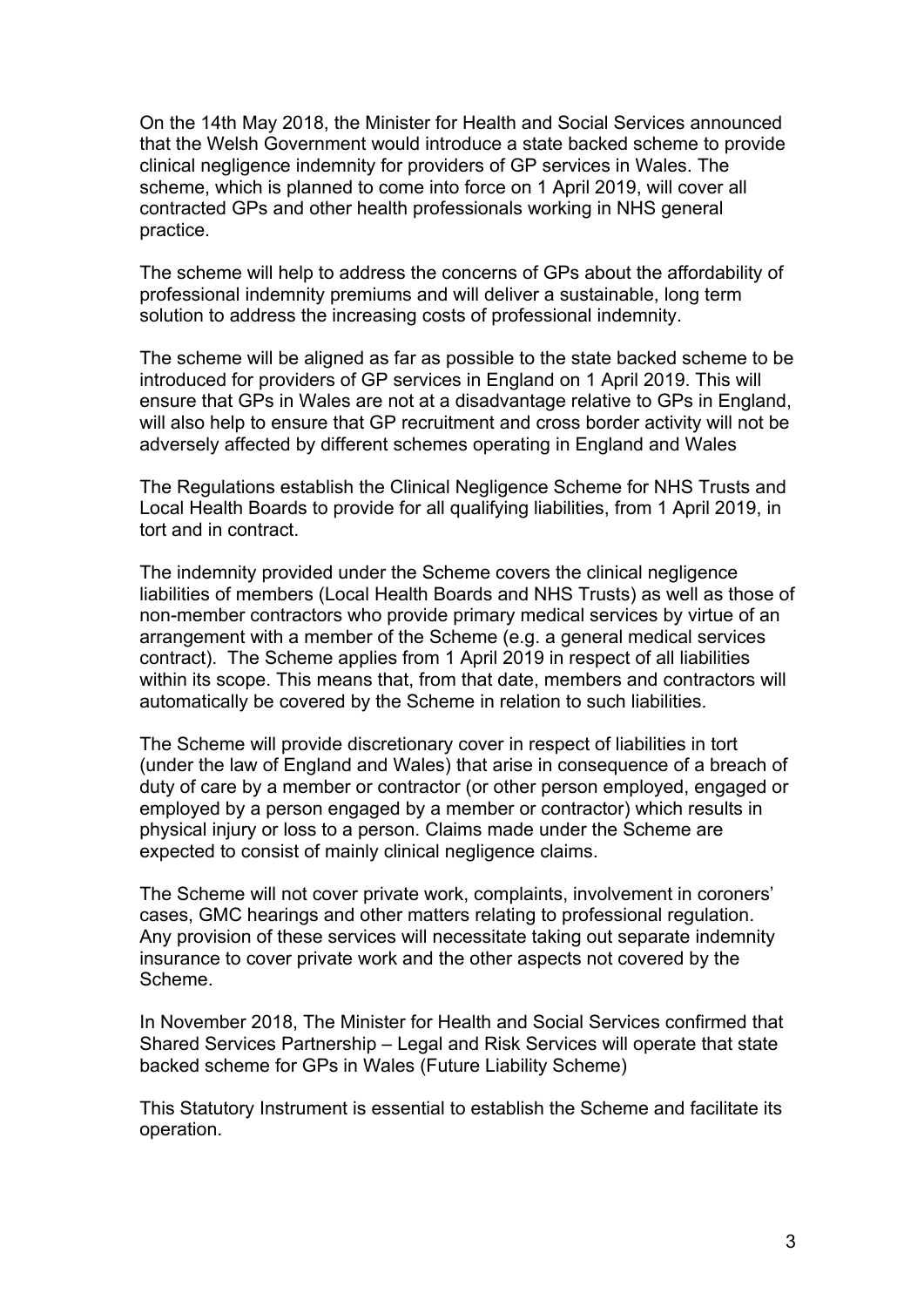On the 14th May 2018, the Minister for Health and Social Services announced that the Welsh Government would introduce a state backed scheme to provide clinical negligence indemnity for providers of GP services in Wales. The scheme, which is planned to come into force on 1 April 2019, will cover all contracted GPs and other health professionals working in NHS general practice.

The scheme will help to address the concerns of GPs about the affordability of professional indemnity premiums and will deliver a sustainable, long term solution to address the increasing costs of professional indemnity.

The scheme will be aligned as far as possible to the state backed scheme to be introduced for providers of GP services in England on 1 April 2019. This will ensure that GPs in Wales are not at a disadvantage relative to GPs in England, will also help to ensure that GP recruitment and cross border activity will not be adversely affected by different schemes operating in England and Wales

The Regulations establish the Clinical Negligence Scheme for NHS Trusts and Local Health Boards to provide for all qualifying liabilities, from 1 April 2019, in tort and in contract.

The indemnity provided under the Scheme covers the clinical negligence liabilities of members (Local Health Boards and NHS Trusts) as well as those of non-member contractors who provide primary medical services by virtue of an arrangement with a member of the Scheme (e.g. a general medical services contract). The Scheme applies from 1 April 2019 in respect of all liabilities within its scope. This means that, from that date, members and contractors will automatically be covered by the Scheme in relation to such liabilities.

The Scheme will provide discretionary cover in respect of liabilities in tort (under the law of England and Wales) that arise in consequence of a breach of duty of care by a member or contractor (or other person employed, engaged or employed by a person engaged by a member or contractor) which results in physical injury or loss to a person. Claims made under the Scheme are expected to consist of mainly clinical negligence claims.

The Scheme will not cover private work, complaints, involvement in coroners' cases, GMC hearings and other matters relating to professional regulation. Any provision of these services will necessitate taking out separate indemnity insurance to cover private work and the other aspects not covered by the Scheme.

In November 2018, The Minister for Health and Social Services confirmed that Shared Services Partnership – Legal and Risk Services will operate that state backed scheme for GPs in Wales (Future Liability Scheme)

This Statutory Instrument is essential to establish the Scheme and facilitate its operation.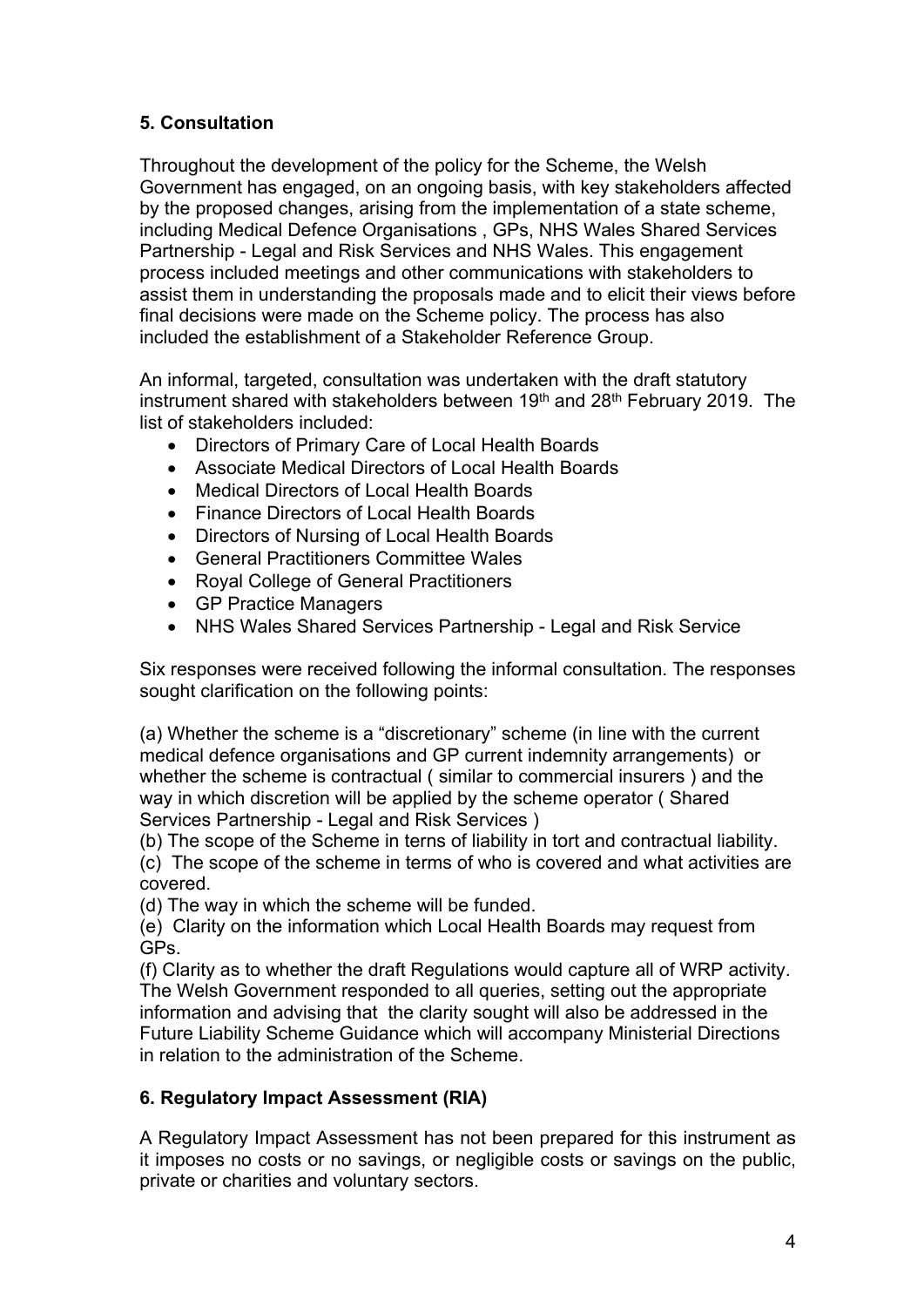## 5. Consultation

Throughout the development of the policy for the Scheme, the Welsh Government has engaged, on an ongoing basis, with key stakeholders affected by the proposed changes, arising from the implementation of a state scheme, including Medical Defence Organisations , GPs, NHS Wales Shared Services Partnership - Legal and Risk Services and NHS Wales. This engagement process included meetings and other communications with stakeholders to assist them in understanding the proposals made and to elicit their views before final decisions were made on the Scheme policy. The process has also included the establishment of a Stakeholder Reference Group.

An informal, targeted, consultation was undertaken with the draft statutory instrument shared with stakeholders between 19th and 28th February 2019. The list of stakeholders included:

- Directors of Primary Care of Local Health Boards
- Associate Medical Directors of Local Health Boards
- Medical Directors of Local Health Boards
- Finance Directors of Local Health Boards
- Directors of Nursing of Local Health Boards
- General Practitioners Committee Wales
- Royal College of General Practitioners
- GP Practice Managers
- NHS Wales Shared Services Partnership - Legal and Risk Service

Six responses were received following the informal consultation. The responses sought clarification on the following points:

(a) Whether the scheme is a "discretionary" scheme (in line with the current medical defence organisations and GP current indemnity arrangements) or whether the scheme is contractual ( similar to commercial insurers ) and the way in which discretion will be applied by the scheme operator ( Shared Services Partnership - Legal and Risk Services )
(b) The scope of the Scheme in terns of liability in tort and contractual liability.
(c) The scope of the scheme in terms of who is covered and what activities are covered.
(d) The way in which the scheme will be funded.
(e) Clarity on the information which Local Health Boards may request from GPs.
(f) Clarity as to whether the draft Regulations would capture all of WRP activity.
The Welsh Government responded to all queries, setting out the appropriate information and advising that the clarity sought will also be addressed in the Future Liability Scheme Guidance which will accompany Ministerial Directions in relation to the administration of the Scheme.

## 6. Regulatory Impact Assessment (RIA)

A Regulatory Impact Assessment has not been prepared for this instrument as it imposes no costs or no savings, or negligible costs or savings on the public, private or charities and voluntary sectors.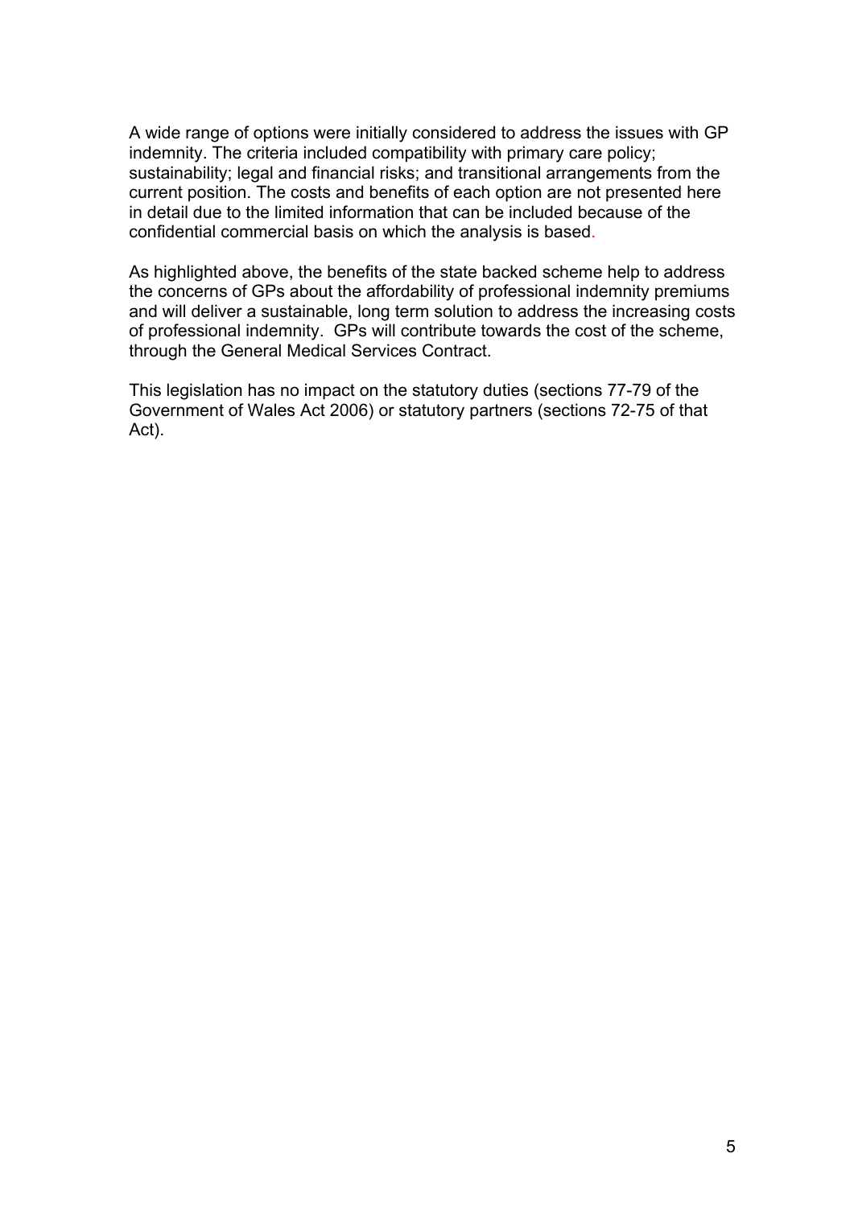A wide range of options were initially considered to address the issues with GP indemnity. The criteria included compatibility with primary care policy; sustainability; legal and financial risks; and transitional arrangements from the current position. The costs and benefits of each option are not presented here in detail due to the limited information that can be included because of the confidential commercial basis on which the analysis is based.

As highlighted above, the benefits of the state backed scheme help to address the concerns of GPs about the affordability of professional indemnity premiums and will deliver a sustainable, long term solution to address the increasing costs of professional indemnity. GPs will contribute towards the cost of the scheme, through the General Medical Services Contract.

This legislation has no impact on the statutory duties (sections 77-79 of the Government of Wales Act 2006) or statutory partners (sections 72-75 of that Act).